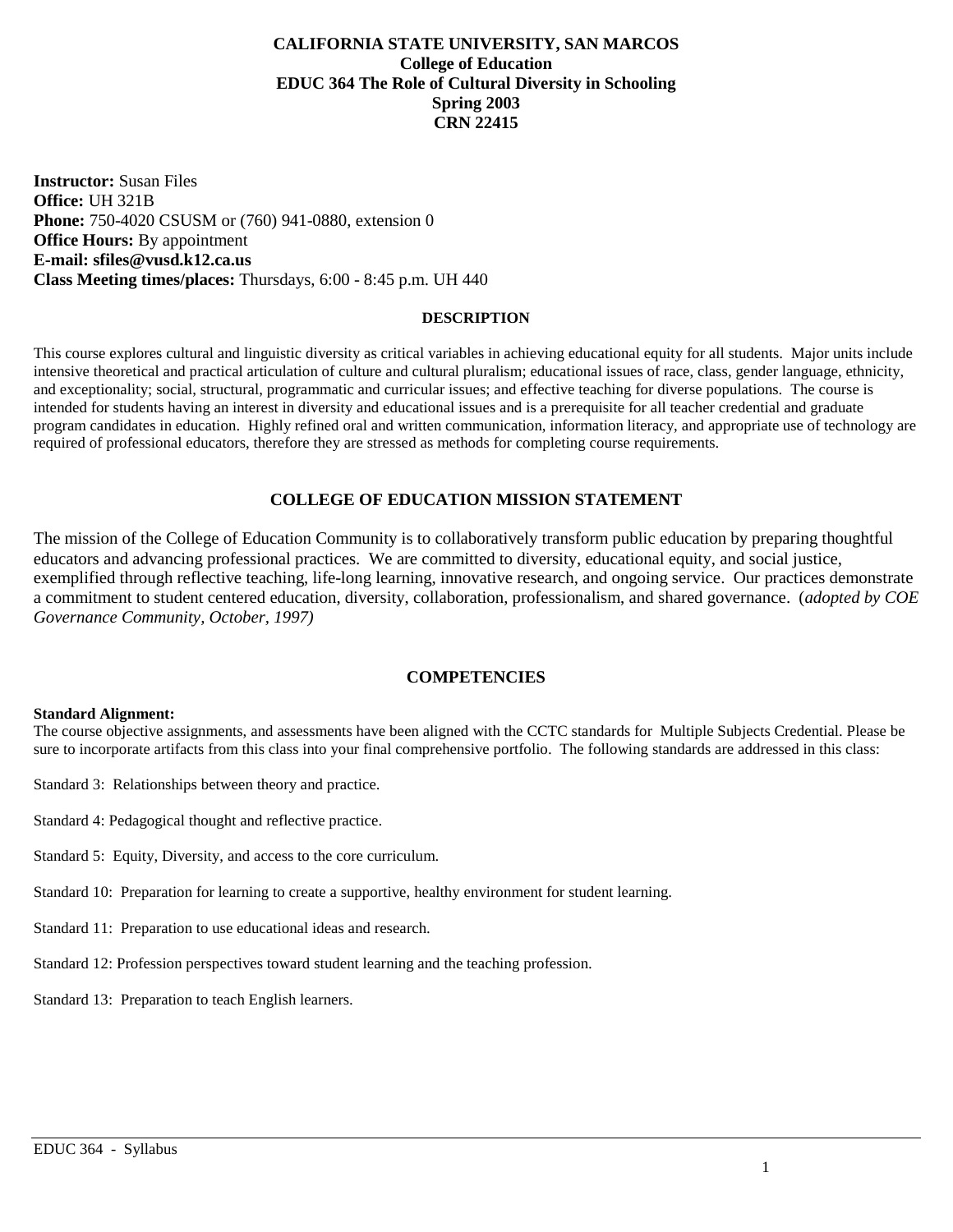# CALIFORNIA STATE UNIVERSITY, SAN MARCOS
## College of Education
## EDUC 364 The Role of Cultural Diversity in Schooling
## Spring 2003
## CRN 22415

**Instructor:** Susan Files
**Office:** UH 321B
**Phone:** 750-4020 CSUSM or (760) 941-0880, extension 0
**Office Hours:** By appointment
**E-mail: sfiles@vusd.k12.ca.us**
**Class Meeting times/places:** Thursdays, 6:00 - 8:45 p.m. UH 440

### DESCRIPTION

This course explores cultural and linguistic diversity as critical variables in achieving educational equity for all students. Major units include intensive theoretical and practical articulation of culture and cultural pluralism; educational issues of race, class, gender language, ethnicity, and exceptionality; social, structural, programmatic and curricular issues; and effective teaching for diverse populations. The course is intended for students having an interest in diversity and educational issues and is a prerequisite for all teacher credential and graduate program candidates in education. Highly refined oral and written communication, information literacy, and appropriate use of technology are required of professional educators, therefore they are stressed as methods for completing course requirements.

### COLLEGE OF EDUCATION MISSION STATEMENT

The mission of the College of Education Community is to collaboratively transform public education by preparing thoughtful educators and advancing professional practices. We are committed to diversity, educational equity, and social justice, exemplified through reflective teaching, life-long learning, innovative research, and ongoing service. Our practices demonstrate a commitment to student centered education, diversity, collaboration, professionalism, and shared governance. (*adopted by COE Governance Community, October, 1997)*

### COMPETENCIES

**Standard Alignment:**
The course objective assignments, and assessments have been aligned with the CCTC standards for Multiple Subjects Credential. Please be sure to incorporate artifacts from this class into your final comprehensive portfolio. The following standards are addressed in this class:

Standard 3: Relationships between theory and practice.

Standard 4: Pedagogical thought and reflective practice.

Standard 5: Equity, Diversity, and access to the core curriculum.

Standard 10: Preparation for learning to create a supportive, healthy environment for student learning.

Standard 11: Preparation to use educational ideas and research.

Standard 12: Profession perspectives toward student learning and the teaching profession.

Standard 13: Preparation to teach English learners.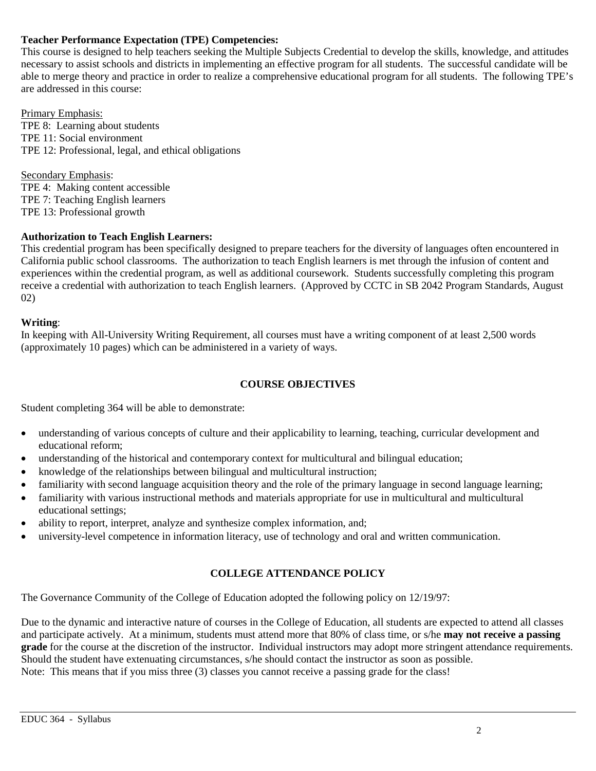**Teacher Performance Expectation (TPE) Competencies:**
This course is designed to help teachers seeking the Multiple Subjects Credential to develop the skills, knowledge, and attitudes necessary to assist schools and districts in implementing an effective program for all students. The successful candidate will be able to merge theory and practice in order to realize a comprehensive educational program for all students. The following TPE's are addressed in this course:

Primary Emphasis:
TPE 8: Learning about students
TPE 11: Social environment
TPE 12: Professional, legal, and ethical obligations

Secondary Emphasis:
TPE 4: Making content accessible
TPE 7: Teaching English learners
TPE 13: Professional growth

**Authorization to Teach English Learners:**
This credential program has been specifically designed to prepare teachers for the diversity of languages often encountered in California public school classrooms. The authorization to teach English learners is met through the infusion of content and experiences within the credential program, as well as additional coursework. Students successfully completing this program receive a credential with authorization to teach English learners. (Approved by CCTC in SB 2042 Program Standards, August 02)

**Writing**:
In keeping with All-University Writing Requirement, all courses must have a writing component of at least 2,500 words (approximately 10 pages) which can be administered in a variety of ways.

## COURSE OBJECTIVES

Student completing 364 will be able to demonstrate:

- understanding of various concepts of culture and their applicability to learning, teaching, curricular development and educational reform;
- understanding of the historical and contemporary context for multicultural and bilingual education;
- knowledge of the relationships between bilingual and multicultural instruction;
- familiarity with second language acquisition theory and the role of the primary language in second language learning;
- familiarity with various instructional methods and materials appropriate for use in multicultural and multicultural educational settings;
- ability to report, interpret, analyze and synthesize complex information, and;
- university-level competence in information literacy, use of technology and oral and written communication.

## COLLEGE ATTENDANCE POLICY

The Governance Community of the College of Education adopted the following policy on 12/19/97:

Due to the dynamic and interactive nature of courses in the College of Education, all students are expected to attend all classes and participate actively. At a minimum, students must attend more that 80% of class time, or s/he **may not receive a passing grade** for the course at the discretion of the instructor. Individual instructors may adopt more stringent attendance requirements. Should the student have extenuating circumstances, s/he should contact the instructor as soon as possible.
Note: This means that if you miss three (3) classes you cannot receive a passing grade for the class!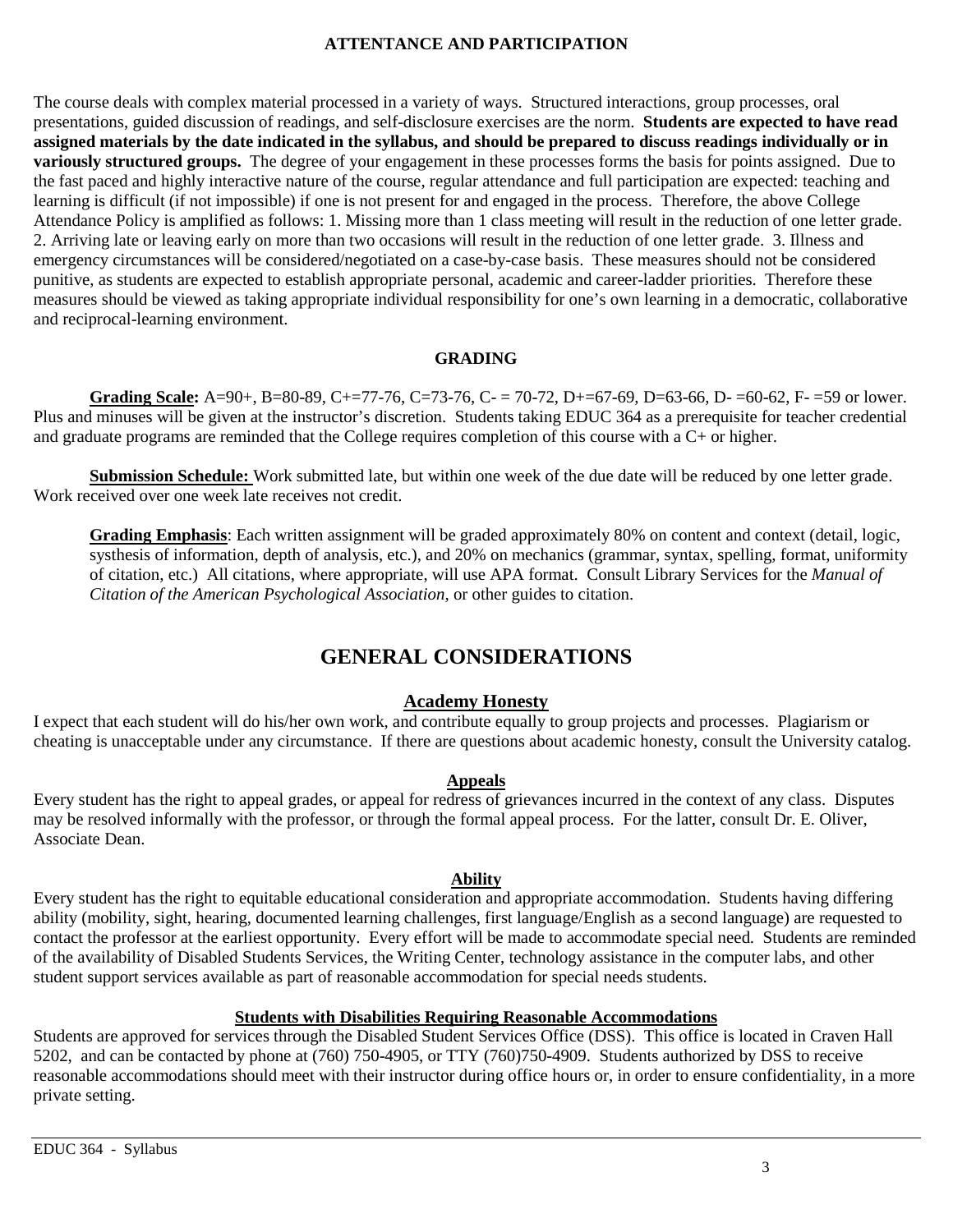### ATTENTANCE AND PARTICIPATION

The course deals with complex material processed in a variety of ways. Structured interactions, group processes, oral presentations, guided discussion of readings, and self-disclosure exercises are the norm. **Students are expected to have read assigned materials by the date indicated in the syllabus, and should be prepared to discuss readings individually or in variously structured groups.** The degree of your engagement in these processes forms the basis for points assigned. Due to the fast paced and highly interactive nature of the course, regular attendance and full participation are expected: teaching and learning is difficult (if not impossible) if one is not present for and engaged in the process. Therefore, the above College Attendance Policy is amplified as follows: 1. Missing more than 1 class meeting will result in the reduction of one letter grade. 2. Arriving late or leaving early on more than two occasions will result in the reduction of one letter grade. 3. Illness and emergency circumstances will be considered/negotiated on a case-by-case basis. These measures should not be considered punitive, as students are expected to establish appropriate personal, academic and career-ladder priorities. Therefore these measures should be viewed as taking appropriate individual responsibility for one's own learning in a democratic, collaborative and reciprocal-learning environment.

### GRADING

**Grading Scale:** A=90+, B=80-89, C+=77-76, C=73-76, C- = 70-72, D+=67-69, D=63-66, D- =60-62, F- =59 or lower. Plus and minuses will be given at the instructor's discretion. Students taking EDUC 364 as a prerequisite for teacher credential and graduate programs are reminded that the College requires completion of this course with a C+ or higher.

**Submission Schedule:** Work submitted late, but within one week of the due date will be reduced by one letter grade. Work received over one week late receives not credit.

**Grading Emphasis**: Each written assignment will be graded approximately 80% on content and context (detail, logic, systhesis of information, depth of analysis, etc.), and 20% on mechanics (grammar, syntax, spelling, format, uniformity of citation, etc.) All citations, where appropriate, will use APA format. Consult Library Services for the *Manual of Citation of the American Psychological Association*, or other guides to citation.

## GENERAL CONSIDERATIONS

### Academy Honesty

I expect that each student will do his/her own work, and contribute equally to group projects and processes. Plagiarism or cheating is unacceptable under any circumstance. If there are questions about academic honesty, consult the University catalog.

### Appeals

Every student has the right to appeal grades, or appeal for redress of grievances incurred in the context of any class. Disputes may be resolved informally with the professor, or through the formal appeal process. For the latter, consult Dr. E. Oliver, Associate Dean.

### Ability

Every student has the right to equitable educational consideration and appropriate accommodation. Students having differing ability (mobility, sight, hearing, documented learning challenges, first language/English as a second language) are requested to contact the professor at the earliest opportunity. Every effort will be made to accommodate special need. Students are reminded of the availability of Disabled Students Services, the Writing Center, technology assistance in the computer labs, and other student support services available as part of reasonable accommodation for special needs students.

### Students with Disabilities Requiring Reasonable Accommodations

Students are approved for services through the Disabled Student Services Office (DSS). This office is located in Craven Hall 5202, and can be contacted by phone at (760) 750-4905, or TTY (760)750-4909. Students authorized by DSS to receive reasonable accommodations should meet with their instructor during office hours or, in order to ensure confidentiality, in a more private setting.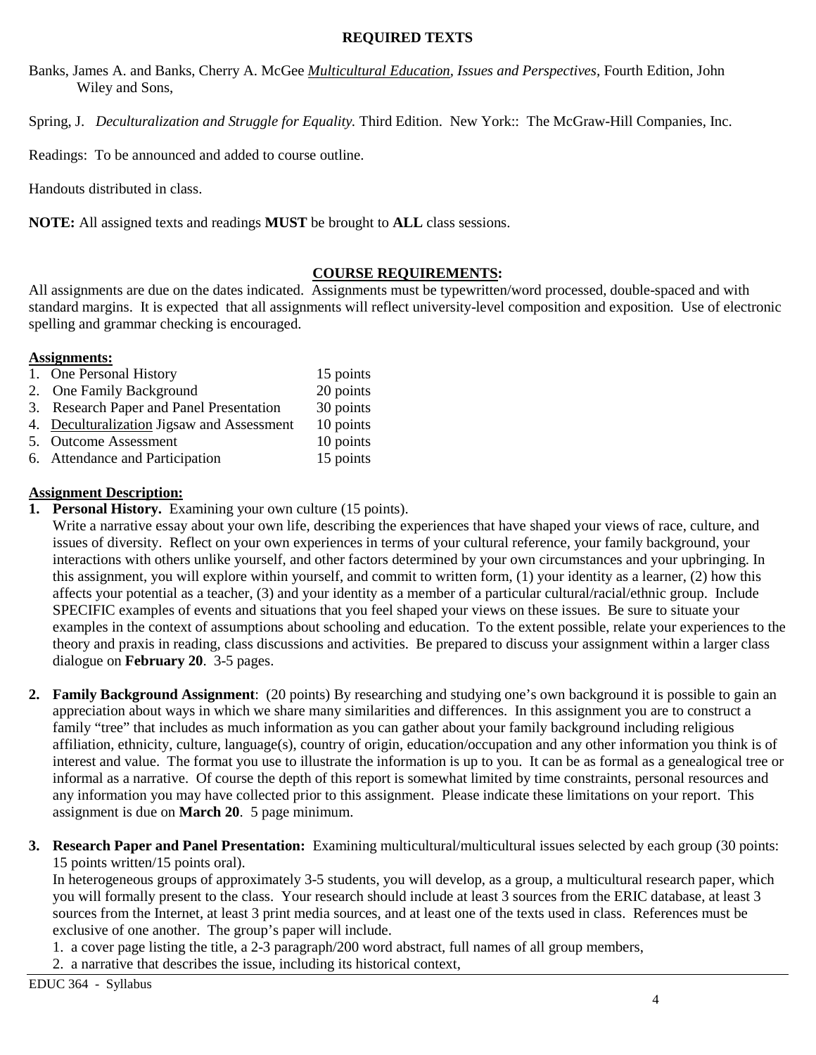**REQUIRED TEXTS**

Banks, James A. and Banks, Cherry A. McGee *Multicultural Education, Issues and Perspectives,* Fourth Edition, John Wiley and Sons,

Spring, J. *Deculturalization and Struggle for Equality.* Third Edition. New York:: The McGraw-Hill Companies, Inc.

Readings: To be announced and added to course outline.

Handouts distributed in class.

**NOTE:** All assigned texts and readings **MUST** be brought to **ALL** class sessions.

## COURSE REQUIREMENTS:

All assignments are due on the dates indicated. Assignments must be typewritten/word processed, double-spaced and with standard margins. It is expected that all assignments will reflect university-level composition and exposition. Use of electronic spelling and grammar checking is encouraged.

**Assignments:**

| | |
|---|---|
| 1. One Personal History | 15 points |
| 2. One Family Background | 20 points |
| 3. Research Paper and Panel Presentation | 30 points |
| 4. Deculturalization Jigsaw and Assessment | 10 points |
| 5. Outcome Assessment | 10 points |
| 6. Attendance and Participation | 15 points |

**Assignment Description:**

1. **Personal History.** Examining your own culture (15 points).
   Write a narrative essay about your own life, describing the experiences that have shaped your views of race, culture, and issues of diversity. Reflect on your own experiences in terms of your cultural reference, your family background, your interactions with others unlike yourself, and other factors determined by your own circumstances and your upbringing. In this assignment, you will explore within yourself, and commit to written form, (1) your identity as a learner, (2) how this affects your potential as a teacher, (3) and your identity as a member of a particular cultural/racial/ethnic group. Include SPECIFIC examples of events and situations that you feel shaped your views on these issues. Be sure to situate your examples in the context of assumptions about schooling and education. To the extent possible, relate your experiences to the theory and praxis in reading, class discussions and activities. Be prepared to discuss your assignment within a larger class dialogue on **February 20**. 3-5 pages.

2. **Family Background Assignment**: (20 points) By researching and studying one's own background it is possible to gain an appreciation about ways in which we share many similarities and differences. In this assignment you are to construct a family "tree" that includes as much information as you can gather about your family background including religious affiliation, ethnicity, culture, language(s), country of origin, education/occupation and any other information you think is of interest and value. The format you use to illustrate the information is up to you. It can be as formal as a genealogical tree or informal as a narrative. Of course the depth of this report is somewhat limited by time constraints, personal resources and any information you may have collected prior to this assignment. Please indicate these limitations on your report. This assignment is due on **March 20**. 5 page minimum.

3. **Research Paper and Panel Presentation:** Examining multicultural/multicultural issues selected by each group (30 points: 15 points written/15 points oral).
   In heterogeneous groups of approximately 3-5 students, you will develop, as a group, a multicultural research paper, which you will formally present to the class. Your research should include at least 3 sources from the ERIC database, at least 3 sources from the Internet, at least 3 print media sources, and at least one of the texts used in class. References must be exclusive of one another. The group's paper will include.
   1. a cover page listing the title, a 2-3 paragraph/200 word abstract, full names of all group members,
   2. a narrative that describes the issue, including its historical context,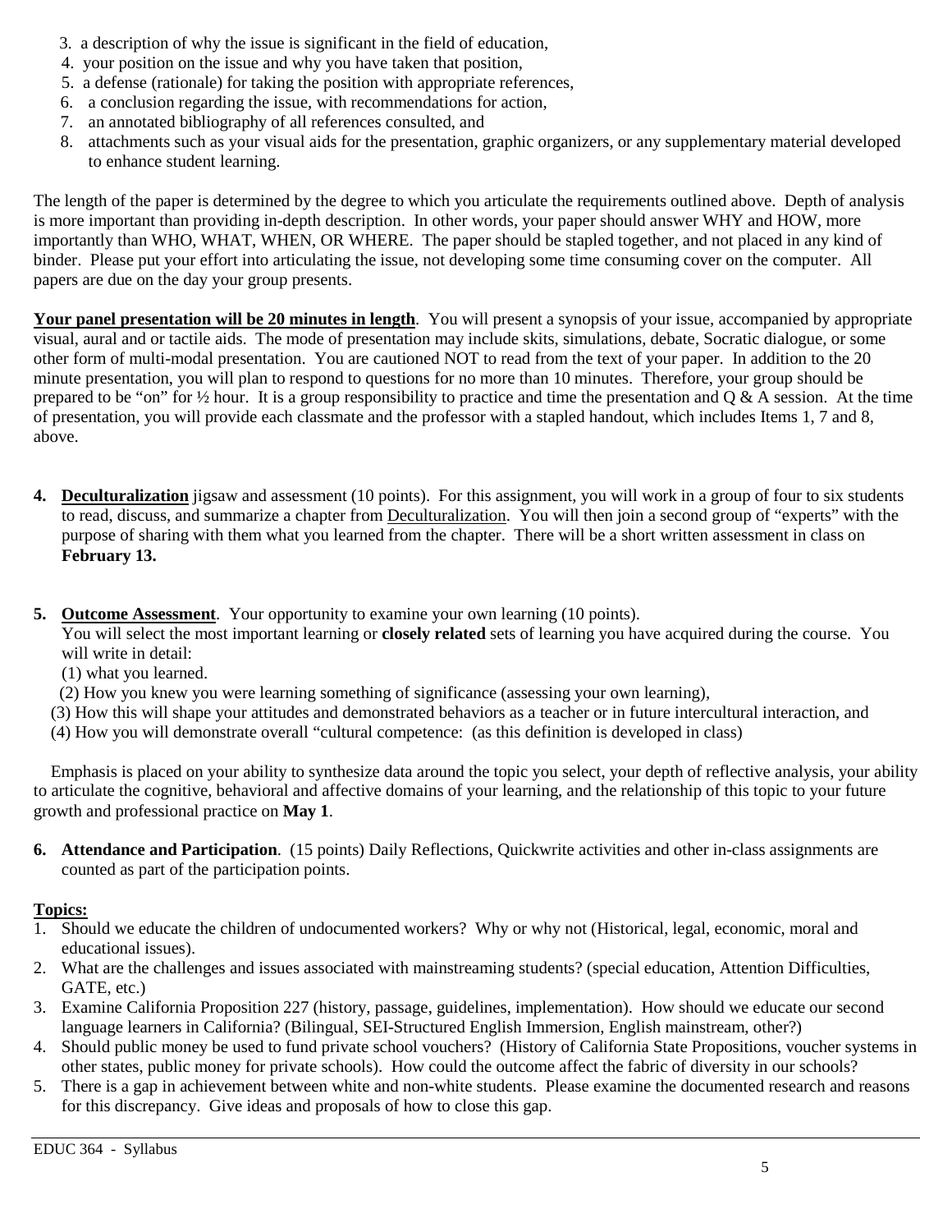3. a description of why the issue is significant in the field of education,
4. your position on the issue and why you have taken that position,
5. a defense (rationale) for taking the position with appropriate references,
6. a conclusion regarding the issue, with recommendations for action,
7. an annotated bibliography of all references consulted, and
8. attachments such as your visual aids for the presentation, graphic organizers, or any supplementary material developed to enhance student learning.

The length of the paper is determined by the degree to which you articulate the requirements outlined above. Depth of analysis is more important than providing in-depth description. In other words, your paper should answer WHY and HOW, more importantly than WHO, WHAT, WHEN, OR WHERE. The paper should be stapled together, and not placed in any kind of binder. Please put your effort into articulating the issue, not developing some time consuming cover on the computer. All papers are due on the day your group presents.

**Your panel presentation will be 20 minutes in length**. You will present a synopsis of your issue, accompanied by appropriate visual, aural and or tactile aids. The mode of presentation may include skits, simulations, debate, Socratic dialogue, or some other form of multi-modal presentation. You are cautioned NOT to read from the text of your paper. In addition to the 20 minute presentation, you will plan to respond to questions for no more than 10 minutes. Therefore, your group should be prepared to be "on" for ½ hour. It is a group responsibility to practice and time the presentation and Q & A session. At the time of presentation, you will provide each classmate and the professor with a stapled handout, which includes Items 1, 7 and 8, above.

4. **Deculturalization** jigsaw and assessment (10 points). For this assignment, you will work in a group of four to six students to read, discuss, and summarize a chapter from Deculturalization. You will then join a second group of "experts" with the purpose of sharing with them what you learned from the chapter. There will be a short written assessment in class on **February 13.**

5. **Outcome Assessment**. Your opportunity to examine your own learning (10 points).
   You will select the most important learning or **closely related** sets of learning you have acquired during the course. You will write in detail:
   (1) what you learned.
   (2) How you knew you were learning something of significance (assessing your own learning),
   (3) How this will shape your attitudes and demonstrated behaviors as a teacher or in future intercultural interaction, and
   (4) How you will demonstrate overall "cultural competence: (as this definition is developed in class)

   Emphasis is placed on your ability to synthesize data around the topic you select, your depth of reflective analysis, your ability to articulate the cognitive, behavioral and affective domains of your learning, and the relationship of this topic to your future growth and professional practice on **May 1**.

6. **Attendance and Participation**. (15 points) Daily Reflections, Quickwrite activities and other in-class assignments are counted as part of the participation points.

**Topics:**

1. Should we educate the children of undocumented workers? Why or why not (Historical, legal, economic, moral and educational issues).
2. What are the challenges and issues associated with mainstreaming students? (special education, Attention Difficulties, GATE, etc.)
3. Examine California Proposition 227 (history, passage, guidelines, implementation). How should we educate our second language learners in California? (Bilingual, SEI-Structured English Immersion, English mainstream, other?)
4. Should public money be used to fund private school vouchers? (History of California State Propositions, voucher systems in other states, public money for private schools). How could the outcome affect the fabric of diversity in our schools?
5. There is a gap in achievement between white and non-white students. Please examine the documented research and reasons for this discrepancy. Give ideas and proposals of how to close this gap.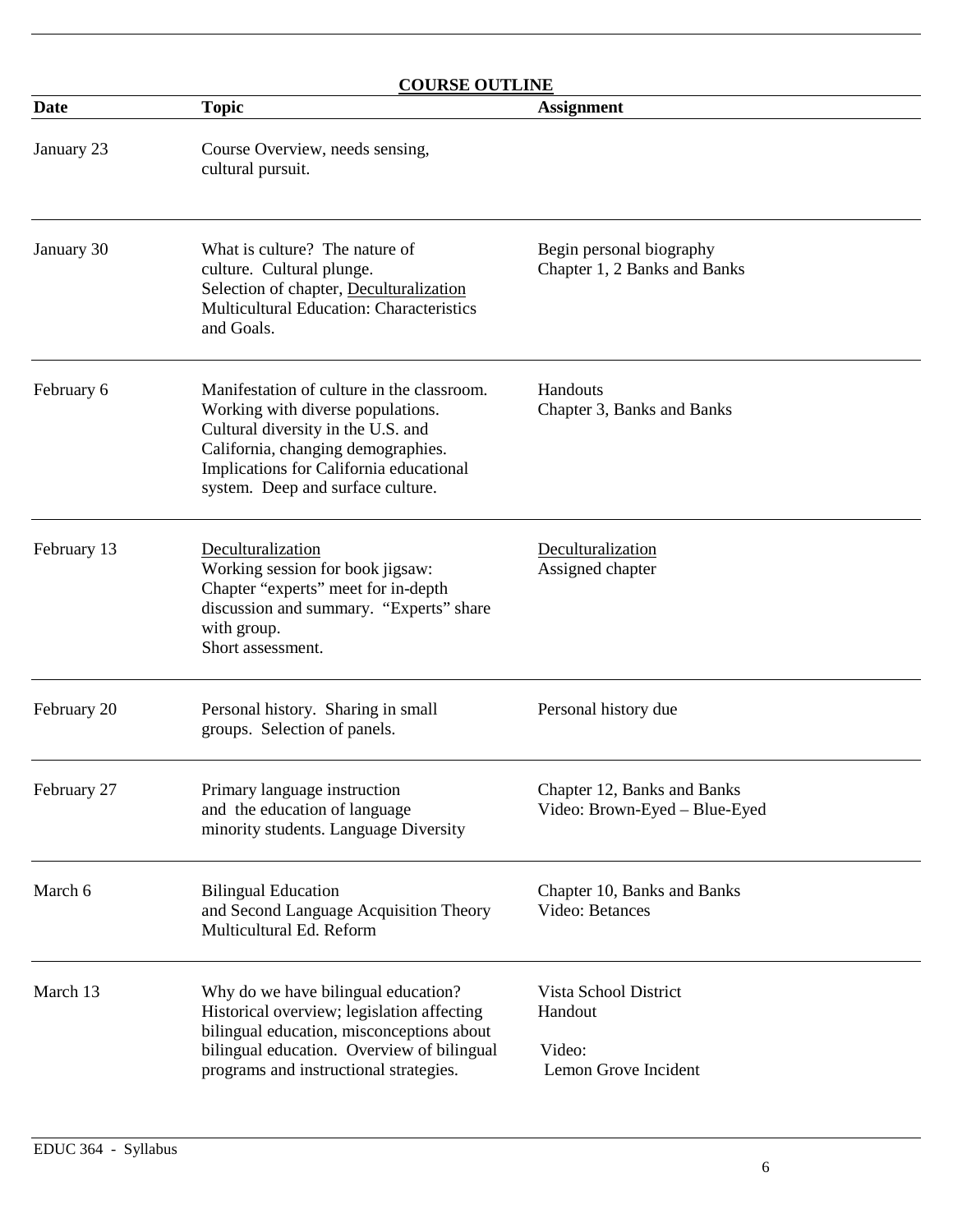## COURSE OUTLINE

| Date | Topic | Assignment |
|---|---|---|
| January 23 | Course Overview, needs sensing, cultural pursuit. | |
| January 30 | What is culture? The nature of culture. Cultural plunge. Selection of chapter, Deculturalization Multicultural Education: Characteristics and Goals. | Begin personal biography Chapter 1, 2 Banks and Banks |
| February 6 | Manifestation of culture in the classroom. Working with diverse populations. Cultural diversity in the U.S. and California, changing demographies. Implications for California educational system. Deep and surface culture. | Handouts Chapter 3, Banks and Banks |
| February 13 | Deculturalization Working session for book jigsaw: Chapter "experts" meet for in-depth discussion and summary. "Experts" share with group. Short assessment. | Deculturalization Assigned chapter |
| February 20 | Personal history. Sharing in small groups. Selection of panels. | Personal history due |
| February 27 | Primary language instruction and the education of language minority students. Language Diversity | Chapter 12, Banks and Banks Video: Brown-Eyed – Blue-Eyed |
| March 6 | Bilingual Education and Second Language Acquisition Theory Multicultural Ed. Reform | Chapter 10, Banks and Banks Video: Betances |
| March 13 | Why do we have bilingual education? Historical overview; legislation affecting bilingual education, misconceptions about bilingual education. Overview of bilingual programs and instructional strategies. | Vista School District Handout Video: Lemon Grove Incident |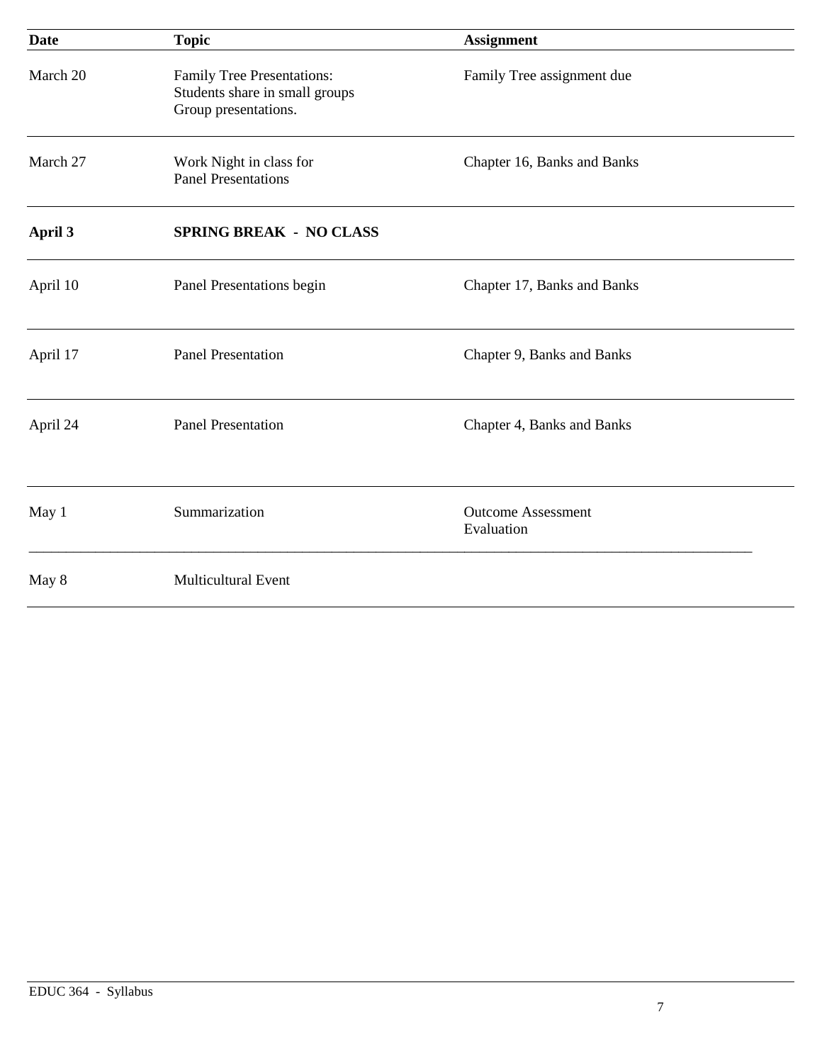| **Date** | **Topic** | **Assignment** |
|---|---|---|
| March 20 | Family Tree Presentations: Students share in small groups Group presentations. | Family Tree assignment due |
| March 27 | Work Night in class for Panel Presentations | Chapter 16, Banks and Banks |
| **April 3** | **SPRING BREAK - NO CLASS** | |
| April 10 | Panel Presentations begin | Chapter 17, Banks and Banks |
| April 17 | Panel Presentation | Chapter 9, Banks and Banks |
| April 24 | Panel Presentation | Chapter 4, Banks and Banks |
| May 1 | Summarization | Outcome Assessment Evaluation |
| May 8 | Multicultural Event | |